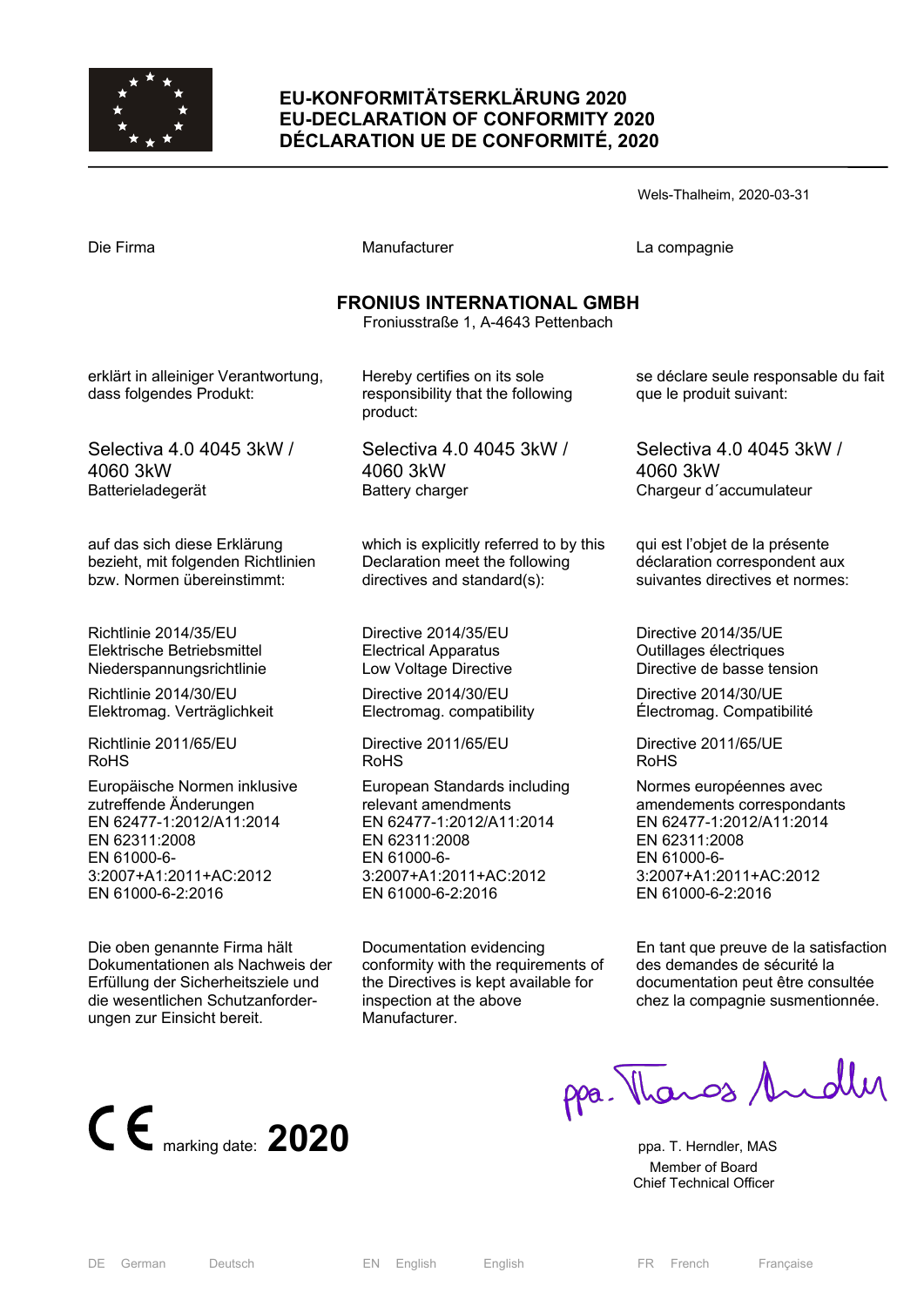# EU-KONFORMITÄTSERKLÄRUNG 2020
# EU-DECLARATION OF CONFORMITY 2020
# DÉCLARATION UE DE CONFORMITÉ, 2020

Wels-Thalheim, 2020-03-31

| Die Firma | Manufacturer | La compagnie |
|---|---|---|

**FRONIUS INTERNATIONAL GMBH**
Froniusstraße 1, A-4643 Pettenbach

| | | |
|---|---|---|
| erklärt in alleiniger Verantwortung, dass folgendes Produkt: | Hereby certifies on its sole responsibility that the following product: | se déclare seule responsable du fait que le produit suivant: |
| Selectiva 4.0 4045 3kW / 4060 3kW<br>Batterieladegerät | Selectiva 4.0 4045 3kW / 4060 3kW<br>Battery charger | Selectiva 4.0 4045 3kW / 4060 3kW<br>Chargeur d´accumulateur |
| auf das sich diese Erklärung bezieht, mit folgenden Richtlinien bzw. Normen übereinstimmt: | which is explicitly referred to by this Declaration meet the following directives and standard(s): | qui est l'objet de la présente déclaration correspondent aux suivantes directives et normes: |
| Richtlinie 2014/35/EU<br>Elektrische Betriebsmittel Niederspannungsrichtlinie | Directive 2014/35/EU<br>Electrical Apparatus<br>Low Voltage Directive | Directive 2014/35/UE<br>Outillages éléctriques<br>Directive de basse tension |
| Richtlinie 2014/30/EU<br>Elektromag. Verträglichkeit | Directive 2014/30/EU<br>Electromag. compatibility | Directive 2014/30/UE<br>Électromag. Compatibilité |
| Richtlinie 2011/65/EU<br>RoHS | Directive 2011/65/EU<br>RoHS | Directive 2011/65/UE<br>RoHS |
| Europäische Normen inklusive zutreffende Änderungen<br>EN 62477-1:2012/A11:2014<br>EN 62311:2008<br>EN 61000-6-3:2007+A1:2011+AC:2012<br>EN 61000-6-2:2016 | European Standards including relevant amendments<br>EN 62477-1:2012/A11:2014<br>EN 62311:2008<br>EN 61000-6-3:2007+A1:2011+AC:2012<br>EN 61000-6-2:2016 | Normes européennes avec amendements correspondants<br>EN 62477-1:2012/A11:2014<br>EN 62311:2008<br>EN 61000-6-3:2007+A1:2011+AC:2012<br>EN 61000-6-2:2016 |
| Die oben genannte Firma hält Dokumentationen als Nachweis der Erfüllung der Sicherheitsziele und die wesentlichen Schutzanforderungen zur Einsicht bereit. | Documentation evidencing conformity with the requirements of the Directives is kept available for inspection at the above Manufacturer. | En tant que preuve de la satisfaction des demandes de sécurité la documentation peut être consultée chez la compagnie susmentionnée. |

CE marking date: **2020**

ppa. Thomas Herndler

ppa. T. Herndler, MAS
Member of Board
Chief Technical Officer

| DE | German | Deutsch | EN | English | English | FR | French | Française |
|---|---|---|---|---|---|---|---|---|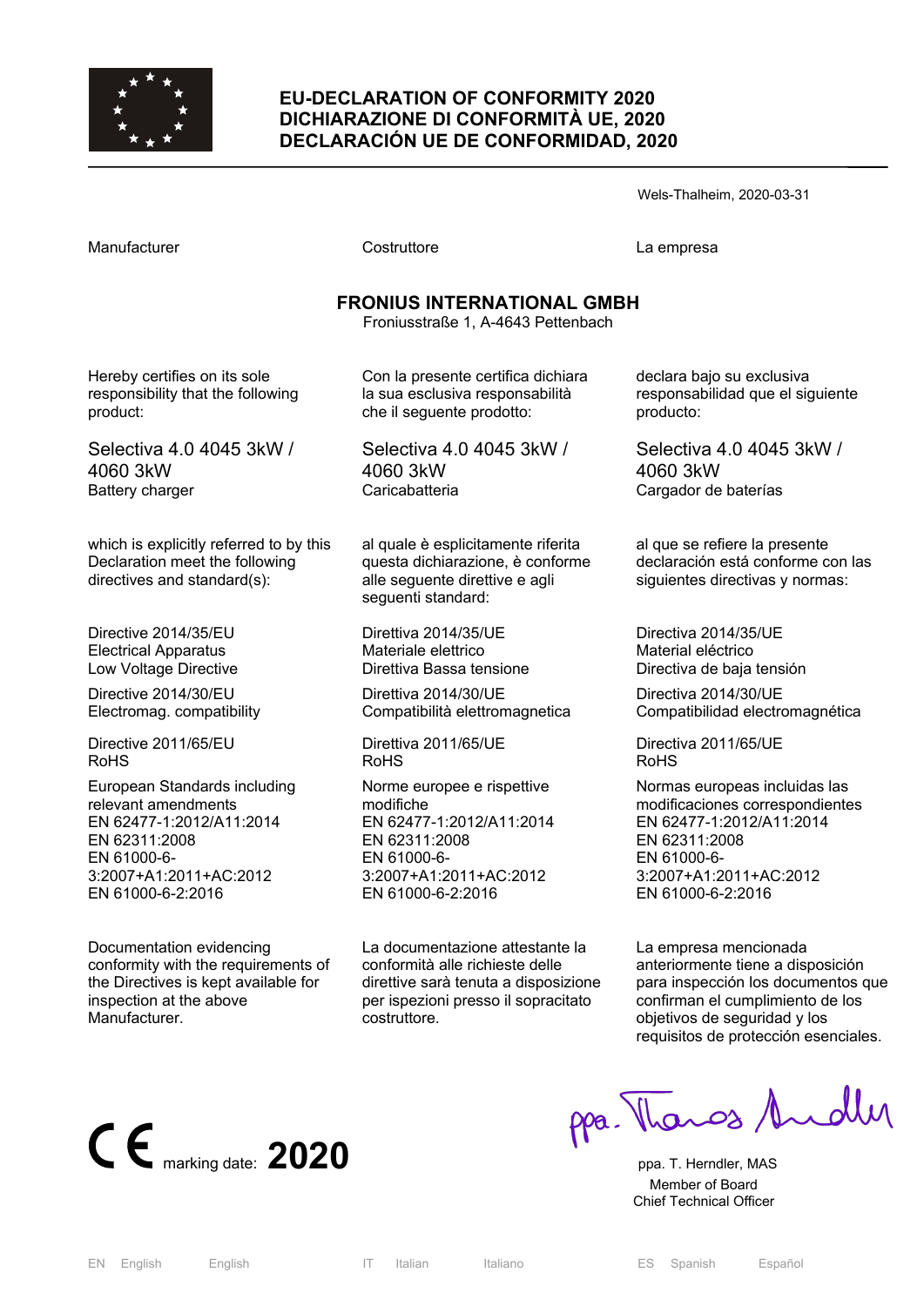# EU-DECLARATION OF CONFORMITY 2020
# DICHIARAZIONE DI CONFORMITÀ UE, 2020
# DECLARACIÓN UE DE CONFORMIDAD, 2020

Wels-Thalheim, 2020-03-31

Manufacturer

**FRONIUS INTERNATIONAL GMBH**
Froniusstraße 1, A-4643 Pettenbach

Hereby certifies on its sole responsibility that the following product:

Selectiva 4.0 4045 3kW / 4060 3kW
Battery charger

which is explicitly referred to by this Declaration meet the following directives and standard(s):

Directive 2014/35/EU
Electrical Apparatus
Low Voltage Directive

Directive 2014/30/EU
Electromag. compatibility

Directive 2011/65/EU
RoHS

European Standards including relevant amendments
EN 62477-1:2012/A11:2014
EN 62311:2008
EN 61000-6-3:2007+A1:2011+AC:2012
EN 61000-6-2:2016

Documentation evidencing conformity with the requirements of the Directives is kept available for inspection at the above Manufacturer.

Costruttore

Con la presente certifica dichiara la sua esclusiva responsabilità che il seguente prodotto:

Selectiva 4.0 4045 3kW / 4060 3kW
Caricabatteria

al quale è esplicitamente riferita questa dichiarazione, è conforme alle seguente direttive e agli seguenti standard:

Direttiva 2014/35/UE
Materiale elettrico
Direttiva Bassa tensione

Direttiva 2014/30/UE
Compatibilità elettromagnetica

Direttiva 2011/65/UE
RoHS

Norme europee e rispettive modifiche
EN 62477-1:2012/A11:2014
EN 62311:2008
EN 61000-6-3:2007+A1:2011+AC:2012
EN 61000-6-2:2016

La documentazione attestante la conformità alle richieste delle direttive sarà tenuta a disposizione per ispezioni presso il sopracitato costruttore.

La empresa

declara bajo su exclusiva responsabilidad que el siguiente producto:

Selectiva 4.0 4045 3kW / 4060 3kW
Cargador de baterías

al que se refiere la presente declaración está conforme con las siguientes directivas y normas:

Directiva 2014/35/UE
Material eléctrico
Directiva de baja tensión

Directiva 2014/30/UE
Compatibilidad electromagnética

Directiva 2011/65/UE
RoHS

Normas europeas incluidas las modificaciones correspondientes
EN 62477-1:2012/A11:2014
EN 62311:2008
EN 61000-6-3:2007+A1:2011+AC:2012
EN 61000-6-2:2016

La empresa mencionada anteriormente tiene a disposición para inspección los documentos que confirman el cumplimiento de los objetivos de seguridad y los requisitos de protección esenciales.

CE marking date: **2020**

ppa. T. Herndler, MAS
Member of Board
Chief Technical Officer

EN English English | IT Italian Italiano | ES Spanish Español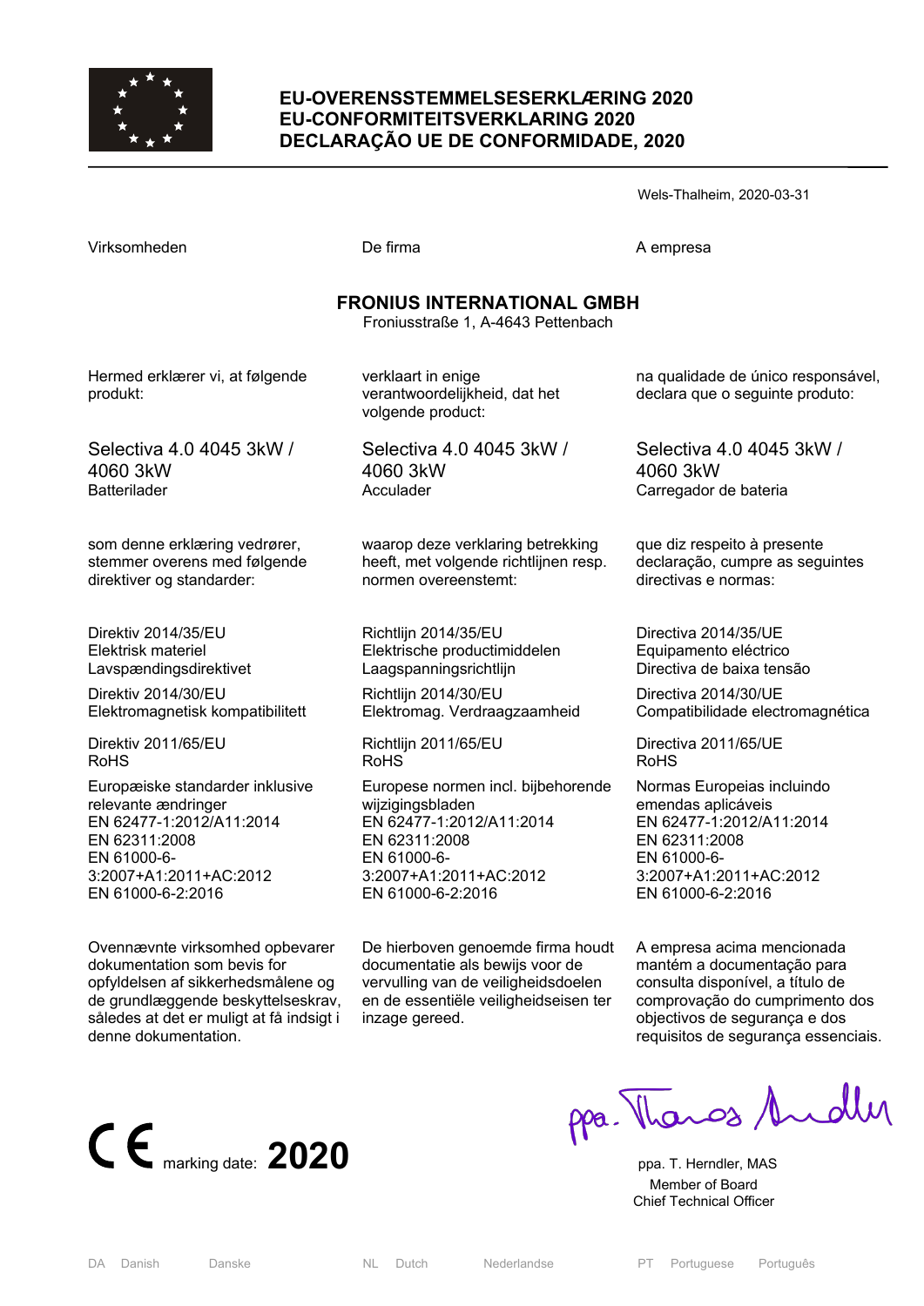# EU-OVERENSSTEMMELSESERKLÆRING 2020
# EU-CONFORMITEITSVERKLARING 2020
# DECLARAÇÃO UE DE CONFORMIDADE, 2020

Wels-Thalheim, 2020-03-31

| Virksomheden | De firma | A empresa |
|---|---|---|

**FRONIUS INTERNATIONAL GMBH**
Froniusstraße 1, A-4643 Pettenbach

| DA | NL | PT |
|---|---|---|
| Hermed erklærer vi, at følgende produkt: | verklaart in enige verantwoordelijkheid, dat het volgende product: | na qualidade de único responsável, declara que o seguinte produto: |
| Selectiva 4.0 4045 3kW / 4060 3kW<br>Batterilader | Selectiva 4.0 4045 3kW / 4060 3kW<br>Acculader | Selectiva 4.0 4045 3kW / 4060 3kW<br>Carregador de bateria |
| som denne erklæring vedrører, stemmer overens med følgende direktiver og standarder: | waarop deze verklaring betrekking heeft, met volgende richtlijnen resp. normen overeenstemt: | que diz respeito à presente declaração, cumpre as seguintes directivas e normas: |
| Direktiv 2014/35/EU<br>Elektrisk materiel<br>Lavspændingsdirektivet | Richtlijn 2014/35/EU<br>Elektrische productimiddelen<br>Laagspanningsrichtlijn | Directiva 2014/35/UE<br>Equipamento eléctrico<br>Directiva de baixa tensão |
| Direktiv 2014/30/EU<br>Elektromagnetisk kompatibilitett | Richtlijn 2014/30/EU<br>Elektromag. Verdraagzaamheid | Directiva 2014/30/UE<br>Compatibilidade electromagnética |
| Direktiv 2011/65/EU<br>RoHS | Richtlijn 2011/65/EU<br>RoHS | Directiva 2011/65/UE<br>RoHS |
| Europæiske standarder inklusive relevante ændringer<br>EN 62477-1:2012/A11:2014<br>EN 62311:2008<br>EN 61000-6-3:2007+A1:2011+AC:2012<br>EN 61000-6-2:2016 | Europese normen incl. bijbehorende wijzigingsbladen<br>EN 62477-1:2012/A11:2014<br>EN 62311:2008<br>EN 61000-6-3:2007+A1:2011+AC:2012<br>EN 61000-6-2:2016 | Normas Europeias incluindo emendas aplicáveis<br>EN 62477-1:2012/A11:2014<br>EN 62311:2008<br>EN 61000-6-3:2007+A1:2011+AC:2012<br>EN 61000-6-2:2016 |
| Ovennævnte virksomhed opbevarer dokumentation som bevis for opfyldelsen af sikkerhedsmålene og de grundlæggende beskyttelseskrav, således at det er muligt at få indsigt i denne dokumentation. | De hierboven genoemde firma houdt documentatie als bewijs voor de vervulling van de veiligheidsdoelen en de essentiële veiligheidseisen ter inzage gereed. | A empresa acima mencionada mantém a documentação para consulta disponível, a título de comprovação do cumprimento dos objectivos de segurança e dos requisitos de segurança essenciais. |

CE marking date: **2020**

ppa. Thomas Hendler

ppa. T. Herndler, MAS
Member of Board
Chief Technical Officer

DA Danish Danske | NL Dutch Nederlandse | PT Portuguese Português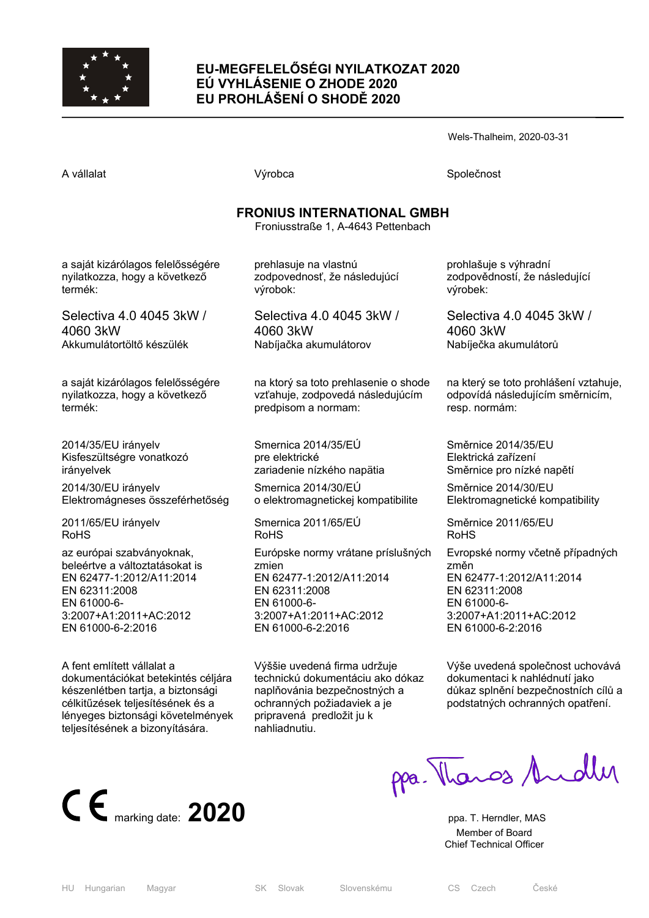# EU-MEGFELELŐSÉGI NYILATKOZAT 2020
# EÚ VYHLÁSENIE O ZHODE 2020
# EU PROHLÁŠENÍ O SHODĚ 2020

Wels-Thalheim, 2020-03-31

A vállalat

Výrobca

Společnost

**FRONIUS INTERNATIONAL GMBH**
Froniusstraße 1, A-4643 Pettenbach

a saját kizárólagos felelősségére nyilatkozza, hogy a következő termék:

Selectiva 4.0 4045 3kW / 4060 3kW
Akkumulátortöltő készülék

a saját kizárólagos felelősségére nyilatkozza, hogy a következő termék:

2014/35/EU irányelv
Kisfeszültségre vonatkozó irányelvek

2014/30/EU irányelv
Elektromágneses összeférhetőség

2011/65/EU irányelv
RoHS

az európai szabványoknak, beleértve a változtatásokat is
EN 62477-1:2012/A11:2014
EN 62311:2008
EN 61000-6-3:2007+A1:2011+AC:2012
EN 61000-6-2:2016

A fent említett vállalat a dokumentációkat betekintés céljára készenlétben tartja, a biztonsági célkitűzések teljesítésének és a lényeges biztonsági követelmények teljesítésének a bizonyítására.

prehlasuje na vlastnú zodpovednosť, že následujúci výrobok:

Selectiva 4.0 4045 3kW / 4060 3kW
Nabíjačka akumulátorov

na ktorý sa toto prehlasenie o shode vzťahuje, zodpovedá následujúcím predpisom a normam:

Smernica 2014/35/EÚ
pre elektrické zariadenie nízkého napätia

Smernica 2014/30/EÚ
o elektromagnetickej kompatibilite

Smernica 2011/65/EÚ
RoHS

Európske normy vrátane príslušných zmien
EN 62477-1:2012/A11:2014
EN 62311:2008
EN 61000-6-3:2007+A1:2011+AC:2012
EN 61000-6-2:2016

Výššie uvedená firma udržuje technickú dokumentáciu ako dókaz naplňovánia bezpečnostných a ochranných požiadaviek a je pripravená predložit ju k nahliadnutiu.

prohlašuje s výhradní zodpovědností, že následující výrobek:

Selectiva 4.0 4045 3kW / 4060 3kW
Nabíječka akumulátorů

na který se toto prohlášení vztahuje, odpovídá následujícím směrnicím, resp. normám:

Směrnice 2014/35/EU
Elektrická zařízení
Směrnice pro nízké napětí

Směrnice 2014/30/EU
Elektromagnetické kompatibility

Směrnice 2011/65/EU
RoHS

Evropské normy včetně případných změn
EN 62477-1:2012/A11:2014
EN 62311:2008
EN 61000-6-3:2007+A1:2011+AC:2012
EN 61000-6-2:2016

Výše uvedená společnost uchovává dokumentaci k nahlédnutí jako důkaz splnění bezpečnostních cílů a podstatných ochranných opatření.

CE marking date: **2020**

ppa. T. Herndler, MAS
Member of Board
Chief Technical Officer

HU Hungarian Magyar | SK Slovak Slovenskému | CS Czech České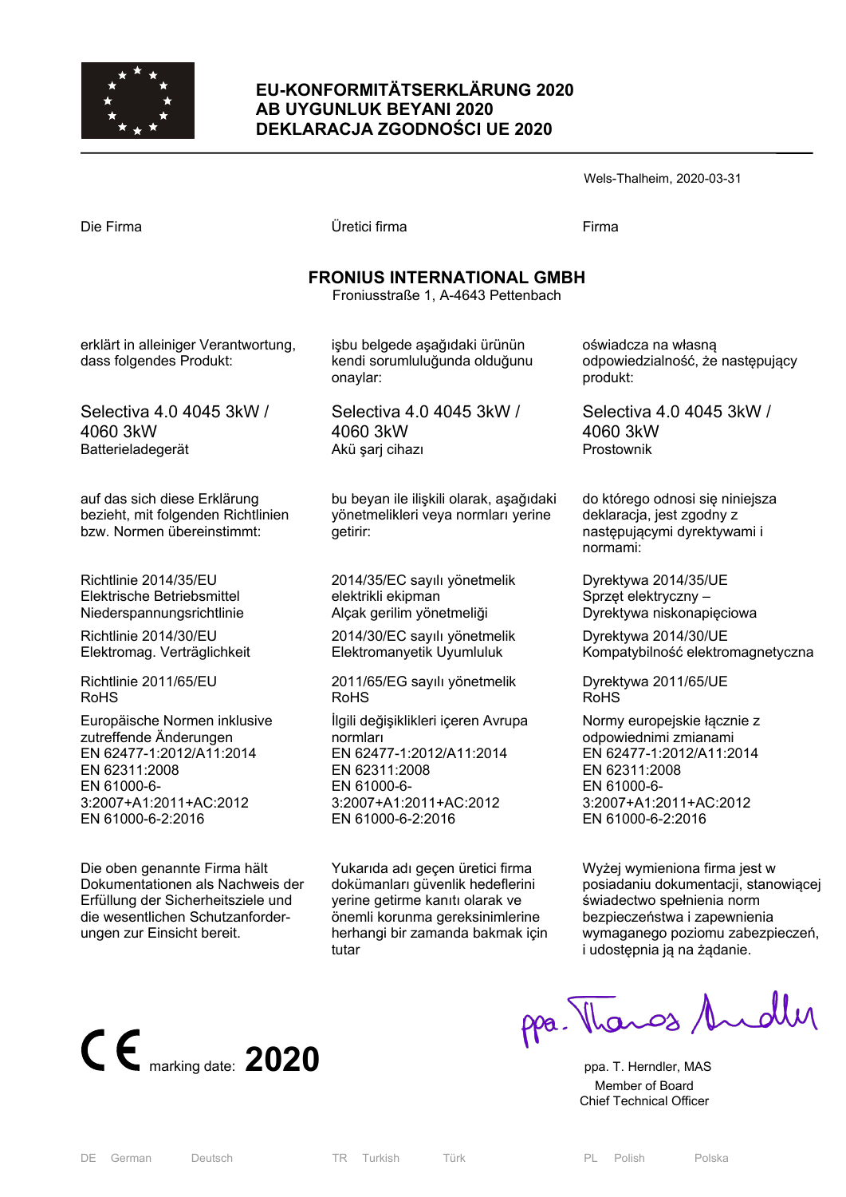# EU-KONFORMITÄTSERKLÄRUNG 2020
# AB UYGUNLUK BEYANI 2020
# DEKLARACJA ZGODNOŚCI UE 2020

Wels-Thalheim, 2020-03-31

| Die Firma | Üretici firma | Firma |
|---|---|---|

**FRONIUS INTERNATIONAL GMBH**
Froniusstraße 1, A-4643 Pettenbach

| | | |
|---|---|---|
| erklärt in alleiniger Verantwortung, dass folgendes Produkt: | işbu belgede aşağıdaki ürünün kendi sorumluluğunda olduğunu onaylar: | oświadcza na własną odpowiedzialność, że następujący produkt: |
| Selectiva 4.0 4045 3kW / 4060 3kW<br>Batterieladegerät | Selectiva 4.0 4045 3kW / 4060 3kW<br>Akü şarj cihazı | Selectiva 4.0 4045 3kW / 4060 3kW<br>Prostownik |
| auf das sich diese Erklärung bezieht, mit folgenden Richtlinien bzw. Normen übereinstimmt: | bu beyan ile ilişkili olarak, aşağıdaki yönetmelikleri veya normları yerine getirir: | do którego odnosi się niniejsza deklaracja, jest zgodny z następującymi dyrektywami i normami: |
| Richtlinie 2014/35/EU<br>Elektrische Betriebsmittel Niederspannungsrichtlinie | 2014/35/EC sayılı yönetmelik elektrikli ekipman<br>Alçak gerilim yönetmeliği | Dyrektywa 2014/35/UE<br>Sprzęt elektryczny –<br>Dyrektywa niskonapięciowa |
| Richtlinie 2014/30/EU<br>Elektromag. Verträglichkeit | 2014/30/EC sayılı yönetmelik<br>Elektromanyetik Uyumluluk | Dyrektywa 2014/30/UE<br>Kompatybilność elektromagnetyczna |
| Richtlinie 2011/65/EU<br>RoHS | 2011/65/EG sayılı yönetmelik<br>RoHS | Dyrektywa 2011/65/UE<br>RoHS |
| Europäische Normen inklusive zutreffende Änderungen<br>EN 62477-1:2012/A11:2014<br>EN 62311:2008<br>EN 61000-6-3:2007+A1:2011+AC:2012<br>EN 61000-6-2:2016 | İlgili değişiklikleri içeren Avrupa normları<br>EN 62477-1:2012/A11:2014<br>EN 62311:2008<br>EN 61000-6-3:2007+A1:2011+AC:2012<br>EN 61000-6-2:2016 | Normy europejskie łącznie z odpowiednimi zmianami<br>EN 62477-1:2012/A11:2014<br>EN 62311:2008<br>EN 61000-6-3:2007+A1:2011+AC:2012<br>EN 61000-6-2:2016 |
| Die oben genannte Firma hält Dokumentationen als Nachweis der Erfüllung der Sicherheitsziele und die wesentlichen Schutzanforderungen zur Einsicht bereit. | Yukarıda adı geçen üretici firma dokümanları güvenlik hedeflerini yerine getirme kanıtı olarak ve önemli korunma gereksinimlerine herhangi bir zamanda bakmak için tutar | Wyżej wymieniona firma jest w posiadaniu dokumentacji, stanowiącej świadectwo spełnienia norm bezpieczeństwa i zapewnienia wymaganego poziomu zabezpieczeń, i udostępnia ją na żądanie. |

CE marking date: **2020**

ppa. Thomas Herndler

ppa. T. Herndler, MAS
Member of Board
Chief Technical Officer

DE German Deutsch — TR Turkish Türk — PL Polish Polska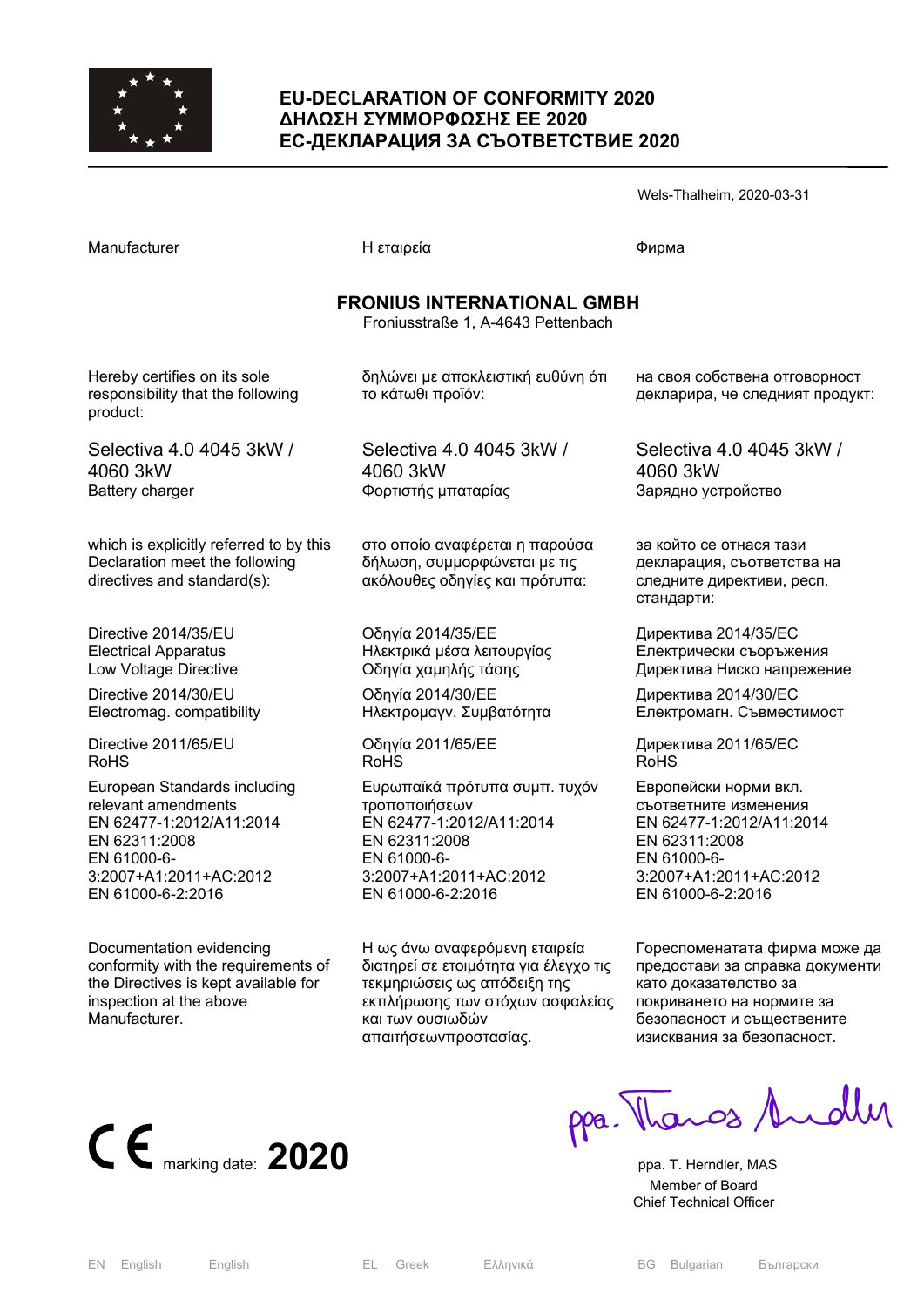# EU-DECLARATION OF CONFORMITY 2020
# ΔΗΛΩΣΗ ΣΥΜΜΟΡΦΩΣΗΣ ΕΕ 2020
# ЕС-ДЕКЛАРАЦИЯ ЗА СЪОТВЕТСТВИЕ 2020

Wels-Thalheim, 2020-03-31

| Manufacturer | Η εταιρεία | Фирма |
|---|---|---|

**FRONIUS INTERNATIONAL GMBH**
Froniusstraße 1, A-4643 Pettenbach

| | | |
|---|---|---|
| Hereby certifies on its sole responsibility that the following product: | δηλώνει με αποκλειστική ευθύνη ότι το κάτωθι προϊόν: | на своя собствена отговорност декларира, че следният продукт: |
| Selectiva 4.0 4045 3kW / 4060 3kW<br>Battery charger | Selectiva 4.0 4045 3kW / 4060 3kW<br>Φορτιστής μπαταρίας | Selectiva 4.0 4045 3kW / 4060 3kW<br>Зарядно устройство |
| which is explicitly referred to by this Declaration meet the following directives and standard(s): | στο οποίο αναφέρεται η παρούσα δήλωση, συμμορφώνεται με τις ακόλουθες οδηγίες και πρότυπα: | за който се отнася тази декларация, съответства на следните директиви, респ. стандарти: |
| Directive 2014/35/EU<br>Electrical Apparatus<br>Low Voltage Directive | Οδηγία 2014/35/ΕΕ<br>Ηλεκτρικά μέσα λειτουργίας<br>Οδηγία χαμηλής τάσης | Директива 2014/35/ЕС<br>Електрически съоръжения<br>Директива Ниско напрежение |
| Directive 2014/30/EU<br>Electromag. compatibility | Οδηγία 2014/30/ΕΕ<br>Ηλεκτρομαγν. Συμβατότητα | Директива 2014/30/ЕС<br>Електромагн. Съвместимост |
| Directive 2011/65/EU<br>RoHS | Οδηγία 2011/65/ΕΕ<br>RoHS | Директива 2011/65/ЕС<br>RoHS |
| European Standards including relevant amendments<br>EN 62477-1:2012/A11:2014<br>EN 62311:2008<br>EN 61000-6-3:2007+A1:2011+AC:2012<br>EN 61000-6-2:2016 | Ευρωπαϊκά πρότυπα συμπ. τυχόν τροποποιήσεων<br>EN 62477-1:2012/A11:2014<br>EN 62311:2008<br>EN 61000-6-3:2007+A1:2011+AC:2012<br>EN 61000-6-2:2016 | Европейски норми вкл. съответните изменения<br>EN 62477-1:2012/A11:2014<br>EN 62311:2008<br>EN 61000-6-3:2007+A1:2011+AC:2012<br>EN 61000-6-2:2016 |
| Documentation evidencing conformity with the requirements of the Directives is kept available for inspection at the above Manufacturer. | Η ως άνω αναφερόμενη εταιρεία διατηρεί σε ετοιμότητα για έλεγχο τις τεκμηριώσεις ως απόδειξη της εκπλήρωσης των στόχων ασφαλείας και των ουσιωδών απαιτήσεωνπροστασίας. | Гореспоменатата фирма може да предостави за справка документи като доказателство за покриването на нормите за безопасност и съществените изисквания за безопасност. |

CE marking date: **2020**

ppa. Thomas Herndler

ppa. T. Herndler, MAS
Member of Board
Chief Technical Officer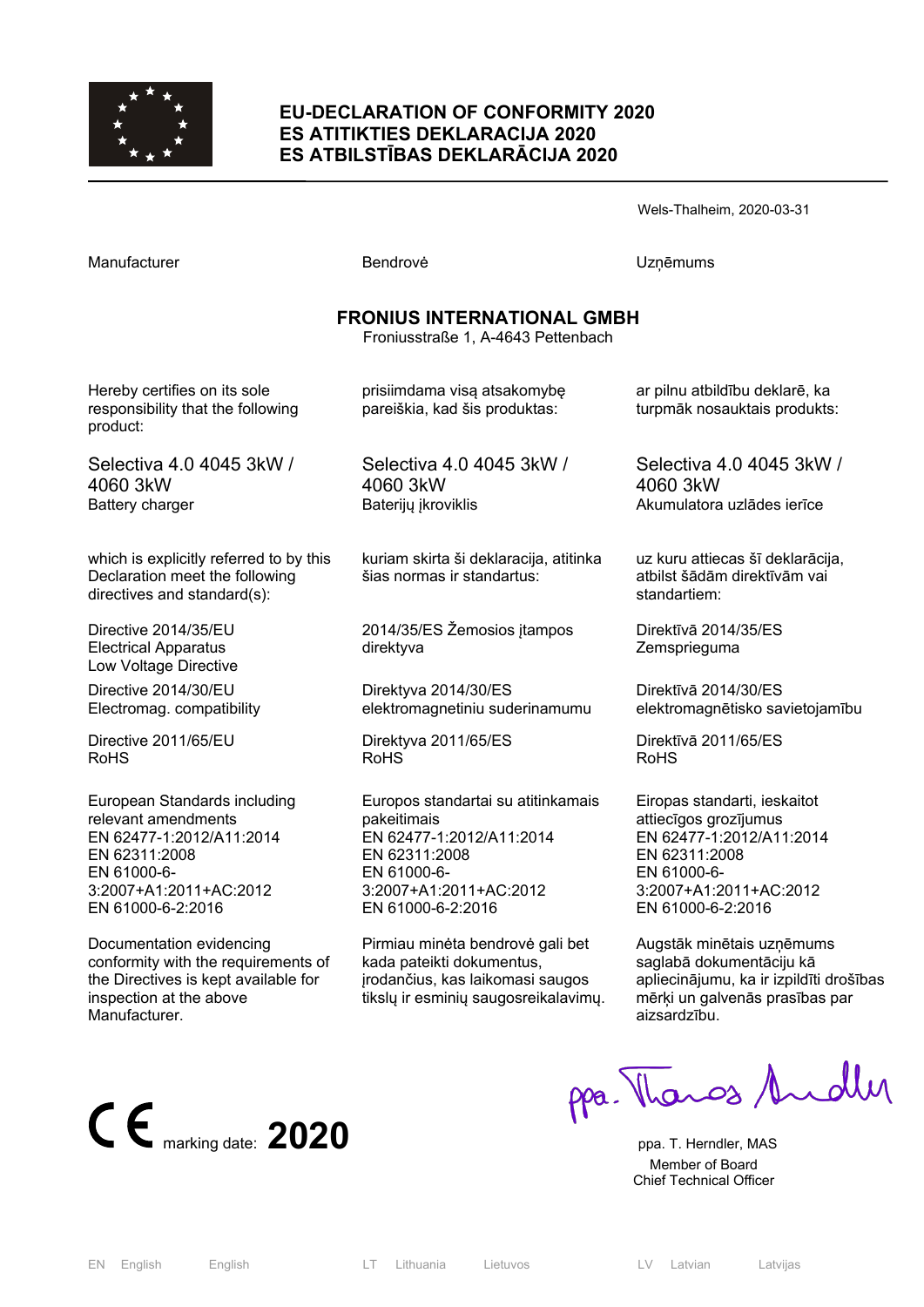# EU-DECLARATION OF CONFORMITY 2020
# ES ATITIKTIES DEKLARACIJA 2020
# ES ATBILSTĪBAS DEKLARĀCIJA 2020

Wels-Thalheim, 2020-03-31

| Manufacturer | Bendrovė | Uzņēmums |
|---|---|---|

**FRONIUS INTERNATIONAL GMBH**
Froniusstraße 1, A-4643 Pettenbach

| | | |
|---|---|---|
| Hereby certifies on its sole responsibility that the following product: | prisiimdama visą atsakomybę pareiškia, kad šis produktas: | ar pilnu atbildību deklarē, ka turpmāk nosauktais produkts: |
| Selectiva 4.0 4045 3kW / 4060 3kW<br>Battery charger | Selectiva 4.0 4045 3kW / 4060 3kW<br>Baterijų įkroviklis | Selectiva 4.0 4045 3kW / 4060 3kW<br>Akumulatora uzlādes ierīce |
| which is explicitly referred to by this Declaration meet the following directives and standard(s): | kuriam skirta ši deklaracija, atitinka šias normas ir standartus: | uz kuru attiecas šī deklarācija, atbilst šādām direktīvām vai standartiem: |
| Directive 2014/35/EU<br>Electrical Apparatus<br>Low Voltage Directive | 2014/35/ES Žemosios įtampos direktyva | Direktīvā 2014/35/ES<br>Zemsprieguma |
| Directive 2014/30/EU<br>Electromag. compatibility | Direktyva 2014/30/ES<br>elektromagnetiniu suderinamumu | Direktīvā 2014/30/ES<br>elektromagnētisko savietojamību |
| Directive 2011/65/EU<br>RoHS | Direktyva 2011/65/ES<br>RoHS | Direktīvā 2011/65/ES<br>RoHS |
| European Standards including relevant amendments<br>EN 62477-1:2012/A11:2014<br>EN 62311:2008<br>EN 61000-6-3:2007+A1:2011+AC:2012<br>EN 61000-6-2:2016 | Europos standartai su atitinkamais pakeitimais<br>EN 62477-1:2012/A11:2014<br>EN 62311:2008<br>EN 61000-6-3:2007+A1:2011+AC:2012<br>EN 61000-6-2:2016 | Eiropas standarti, ieskaitot attiecīgos grozījumus<br>EN 62477-1:2012/A11:2014<br>EN 62311:2008<br>EN 61000-6-3:2007+A1:2011+AC:2012<br>EN 61000-6-2:2016 |
| Documentation evidencing conformity with the requirements of the Directives is kept available for inspection at the above Manufacturer. | Pirmiau minėta bendrovė gali bet kada pateikti dokumentus, įrodančius, kas laikomasi saugos tikslų ir esminių saugosreikalavimų. | Augstāk minētais uzņēmums saglabā dokumentāciju kā apliecinājumu, ka ir izpildīti drošības mērķi un galvenās prasības par aizsardzību. |

CE marking date: **2020**

ppa. Thomas Herndler

ppa. T. Herndler, MAS
Member of Board
Chief Technical Officer

EN English English | LT Lithuania Lietuvos | LV Latvian Latvijas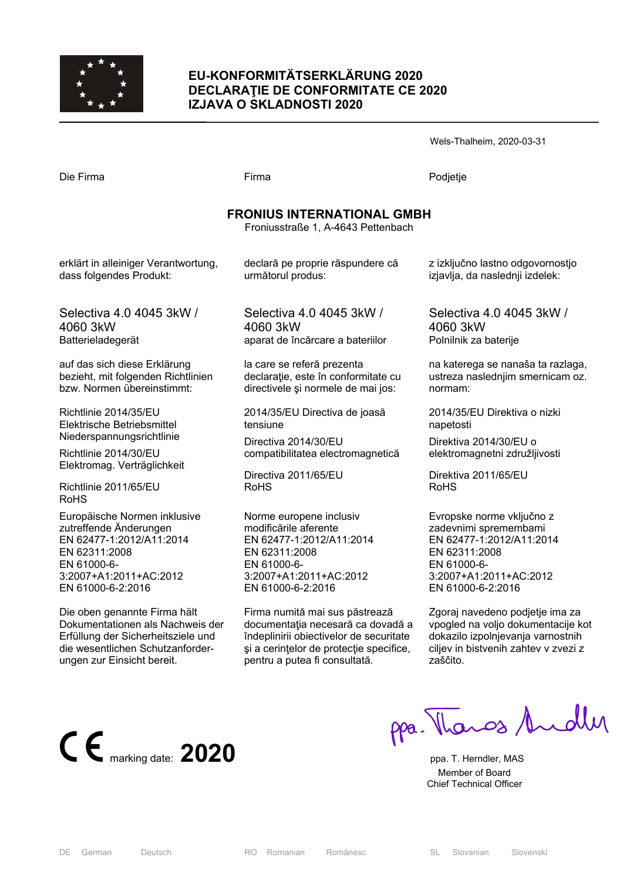# EU-KONFORMITÄTSERKLÄRUNG 2020
# DECLARAŢIE DE CONFORMITATE CE 2020
# IZJAVA O SKLADNOSTI 2020

Wels-Thalheim, 2020-03-31

Die Firma

**FRONIUS INTERNATIONAL GMBH**
Froniusstraße 1, A-4643 Pettenbach

erklärt in alleiniger Verantwortung, dass folgendes Produkt:

Selectiva 4.0 4045 3kW / 4060 3kW
Batterieladegerät

auf das sich diese Erklärung bezieht, mit folgenden Richtlinien bzw. Normen übereinstimmt:

Richtlinie 2014/35/EU
Elektrische Betriebsmittel Niederspannungsrichtlinie

Richtlinie 2014/30/EU
Elektromag. Verträglichkeit

Richtlinie 2011/65/EU
RoHS

Europäische Normen inklusive zutreffende Änderungen
EN 62477-1:2012/A11:2014
EN 62311:2008
EN 61000-6-3:2007+A1:2011+AC:2012
EN 61000-6-2:2016

Die oben genannte Firma hält Dokumentationen als Nachweis der Erfüllung der Sicherheitsziele und die wesentlichen Schutzanforderungen zur Einsicht bereit.

---

Firma

**FRONIUS INTERNATIONAL GMBH**
Froniusstraße 1, A-4643 Pettenbach

declară pe proprie răspundere că următorul produs:

Selectiva 4.0 4045 3kW / 4060 3kW
aparat de încărcare a bateriilor

la care se referă prezenta declaraţie, este în conformitate cu directivele şi normele de mai jos:

2014/35/EU Directiva de joasă tensiune

Directiva 2014/30/EU compatibilitatea electromagnetică

Directiva 2011/65/EU
RoHS

Norme europene inclusiv modificările aferente
EN 62477-1:2012/A11:2014
EN 62311:2008
EN 61000-6-3:2007+A1:2011+AC:2012
EN 61000-6-2:2016

Firma numită mai sus păstrează documentaţia necesară ca dovadă a îndeplinirii obiectivelor de securitate şi a cerinţelor de protecţie specifice, pentru a putea fi consultată.

---

Podjetje

**FRONIUS INTERNATIONAL GMBH**
Froniusstraße 1, A-4643 Pettenbach

z izključno lastno odgovornostjo izjavlja, da naslednji izdelek:

Selectiva 4.0 4045 3kW / 4060 3kW
Polnilnik za baterije

na katerega se nanaša ta razlaga, ustreza naslednjim smernicam oz. normam:

2014/35/EU Direktiva o nizki napetosti

Direktiva 2014/30/EU o elektromagnetni združljivosti

Direktiva 2011/65/EU
RoHS

Evropske norme vključno z zadevnimi spremembami
EN 62477-1:2012/A11:2014
EN 62311:2008
EN 61000-6-3:2007+A1:2011+AC:2012
EN 61000-6-2:2016

Zgoraj navedeno podjetje ima za vpogled na voljo dokumentacije kot dokazilo izpolnjevanja varnostnih ciljev in bistvenih zahtev v zvezi z zaščito.

---

CE marking date: **2020**

ppa. T. Herndler, MAS
Member of Board
Chief Technical Officer

DE German Deutsch | RO Romanian Românesc | SL Slovanian Slovenski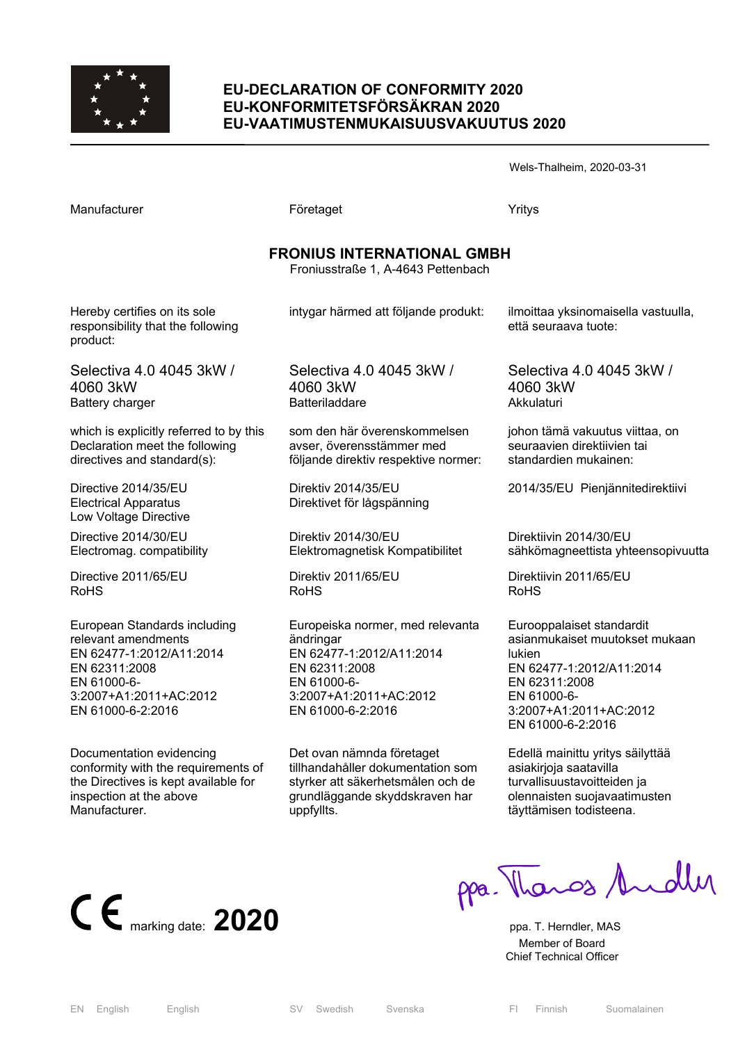# EU-DECLARATION OF CONFORMITY 2020
# EU-KONFORMITETSFÖRSÄKRAN 2020
# EU-VAATIMUSTENMUKAISUUSVAKUUTUS 2020

Wels-Thalheim, 2020-03-31

| Manufacturer | Företaget | Yritys |
|---|---|---|

**FRONIUS INTERNATIONAL GMBH**
Froniusstraße 1, A-4643 Pettenbach

| | | |
|---|---|---|
| Hereby certifies on its sole responsibility that the following product: | intygar härmed att följande produkt: | ilmoittaa yksinomaisella vastuulla, että seuraava tuote: |
| Selectiva 4.0 4045 3kW / 4060 3kW<br>Battery charger | Selectiva 4.0 4045 3kW / 4060 3kW<br>Batteriladdare | Selectiva 4.0 4045 3kW / 4060 3kW<br>Akkulaturi |
| which is explicitly referred to by this Declaration meet the following directives and standard(s): | som den här överenskommelsen avser, överensstämmer med följande direktiv respektive normer: | johon tämä vakuutus viittaa, on seuraavien direktiivien tai standardien mukainen: |
| Directive 2014/35/EU<br>Electrical Apparatus<br>Low Voltage Directive | Direktiv 2014/35/EU<br>Direktivet för lågspänning | 2014/35/EU Pienjännitedirektiivi |
| Directive 2014/30/EU<br>Electromag. compatibility | Direktiv 2014/30/EU<br>Elektromagnetisk Kompatibilitet | Direktiivin 2014/30/EU<br>sähkömagneettista yhteensopivuutta |
| Directive 2011/65/EU<br>RoHS | Direktiv 2011/65/EU<br>RoHS | Direktiivin 2011/65/EU<br>RoHS |
| European Standards including relevant amendments<br>EN 62477-1:2012/A11:2014<br>EN 62311:2008<br>EN 61000-6-3:2007+A1:2011+AC:2012<br>EN 61000-6-2:2016 | Europeiska normer, med relevanta ändringar<br>EN 62477-1:2012/A11:2014<br>EN 62311:2008<br>EN 61000-6-3:2007+A1:2011+AC:2012<br>EN 61000-6-2:2016 | Eurooppalaiset standardit asianmukaiset muutokset mukaan lukien<br>EN 62477-1:2012/A11:2014<br>EN 62311:2008<br>EN 61000-6-3:2007+A1:2011+AC:2012<br>EN 61000-6-2:2016 |
| Documentation evidencing conformity with the requirements of the Directives is kept available for inspection at the above Manufacturer. | Det ovan nämnda företaget tillhandahåller dokumentation som styrker att säkerhetsmålen och de grundläggande skyddskraven har uppfyllts. | Edellä mainittu yritys säilyttää asiakirjoja saatavilla turvallisuustavoitteiden ja olennaisten suojavaatimusten täyttämisen todisteena. |

CE marking date: **2020**

ppa. Thomas Herndler

ppa. T. Herndler, MAS
Member of Board
Chief Technical Officer

EN English English SV Swedish Svenska FI Finnish Suomalainen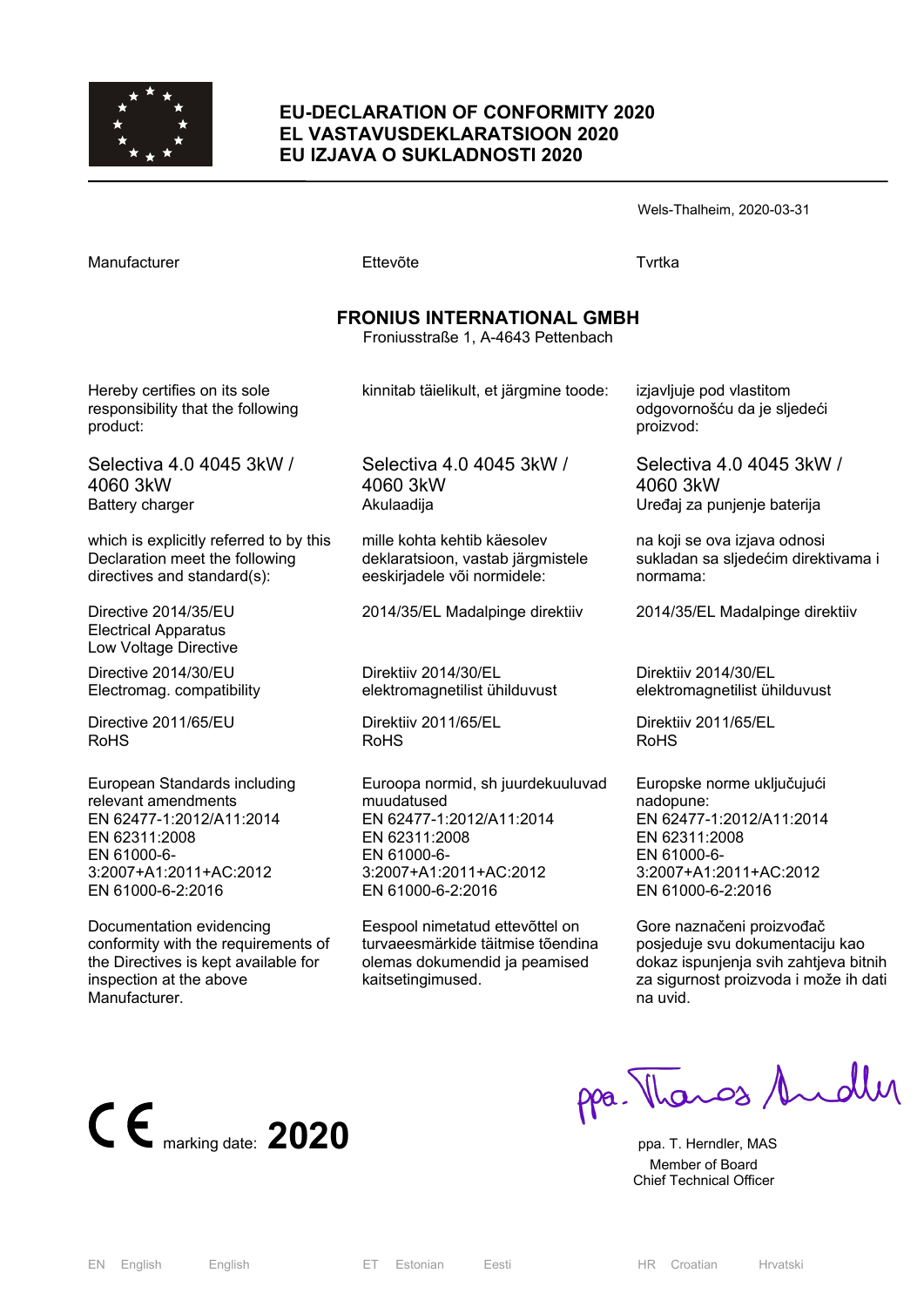# EU-DECLARATION OF CONFORMITY 2020
# EL VASTAVUSDEKLARATSIOON 2020
# EU IZJAVA O SUKLADNOSTI 2020

Wels-Thalheim, 2020-03-31

| Manufacturer | Ettevõte | Tvrtka |
|---|---|---|

**FRONIUS INTERNATIONAL GMBH**
Froniusstraße 1, A-4643 Pettenbach

| | | |
|---|---|---|
| Hereby certifies on its sole responsibility that the following product: | kinnitab täielikult, et järgmine toode: | izjavljuje pod vlastitom odgovornošću da je sljedeći proizvod: |
| Selectiva 4.0 4045 3kW / 4060 3kW<br>Battery charger | Selectiva 4.0 4045 3kW / 4060 3kW<br>Akulaadija | Selectiva 4.0 4045 3kW / 4060 3kW<br>Uređaj za punjenje baterija |
| which is explicitly referred to by this Declaration meet the following directives and standard(s): | mille kohta kehtib käesolev deklaratsioon, vastab järgmistele eeskirjadele või normidele: | na koji se ova izjava odnosi sukladan sa sljedećim direktivama i normama: |
| Directive 2014/35/EU<br>Electrical Apparatus<br>Low Voltage Directive | 2014/35/EL Madalpinge direktiiv | 2014/35/EL Madalpinge direktiiv |
| Directive 2014/30/EU<br>Electromag. compatibility | Direktiiv 2014/30/EL<br>elektromagnetilist ühilduvust | Direktiiv 2014/30/EL<br>elektromagnetilist ühilduvust |
| Directive 2011/65/EU<br>RoHS | Direktiiv 2011/65/EL<br>RoHS | Direktiiv 2011/65/EL<br>RoHS |
| European Standards including relevant amendments<br>EN 62477-1:2012/A11:2014<br>EN 62311:2008<br>EN 61000-6-3:2007+A1:2011+AC:2012<br>EN 61000-6-2:2016 | Euroopa normid, sh juurdekuuluvad muudatused<br>EN 62477-1:2012/A11:2014<br>EN 62311:2008<br>EN 61000-6-3:2007+A1:2011+AC:2012<br>EN 61000-6-2:2016 | Europske norme uključujući nadopune:<br>EN 62477-1:2012/A11:2014<br>EN 62311:2008<br>EN 61000-6-3:2007+A1:2011+AC:2012<br>EN 61000-6-2:2016 |
| Documentation evidencing conformity with the requirements of the Directives is kept available for inspection at the above Manufacturer. | Eespool nimetatud ettevõttel on turvaeesmärkide täitmise tõendina olemas dokumendid ja peamised kaitsetingimused. | Gore naznačeni proizvođač posjeduje svu dokumentaciju kao dokaz ispunjenja svih zahtjeva bitnih za sigurnost proizvoda i može ih dati na uvid. |

CE marking date: **2020**

ppa. Thomas Herndler

ppa. T. Herndler, MAS
Member of Board
Chief Technical Officer

EN English English | ET Estonian Eesti | HR Croatian Hrvatski